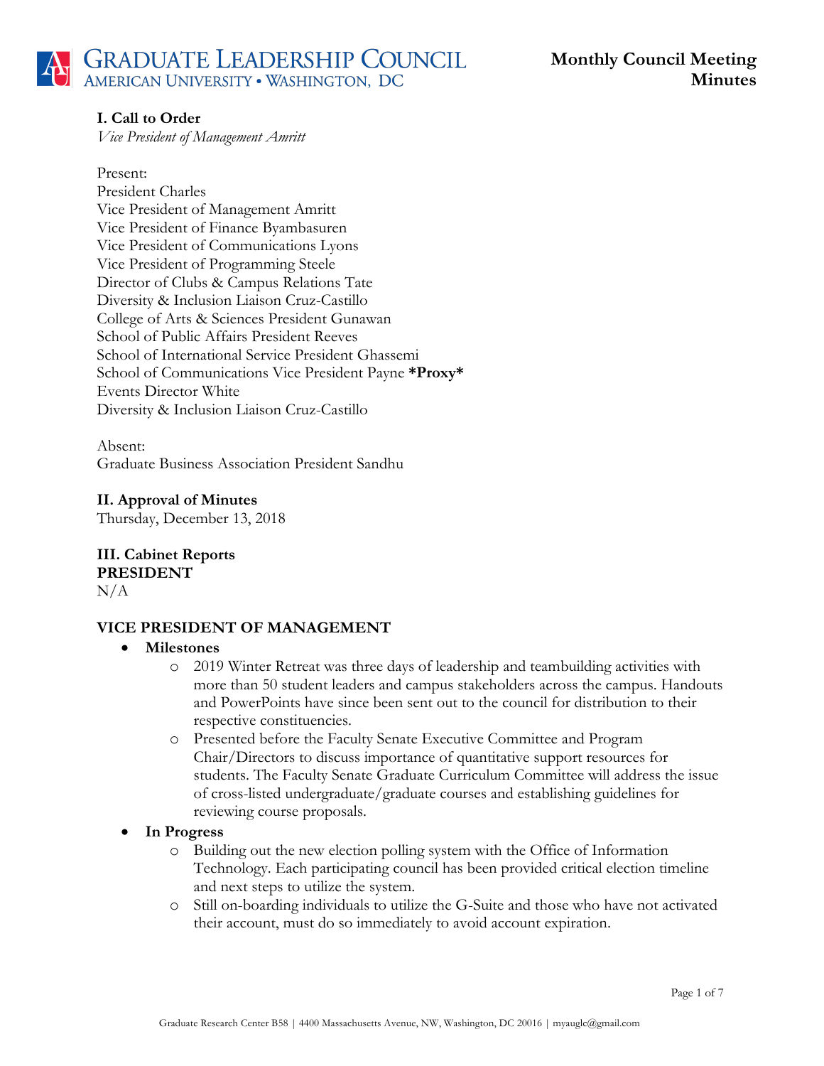# GRADUATE LEADERSHIP COUNCIL
AMERICAN UNIVERSITY • WASHINGTON, DC

**Monthly Council Meeting Minutes**

## I. Call to Order

*Vice President of Management Amritt*

Present:
President Charles
Vice President of Management Amritt
Vice President of Finance Byambasuren
Vice President of Communications Lyons
Vice President of Programming Steele
Director of Clubs & Campus Relations Tate
Diversity & Inclusion Liaison Cruz-Castillo
College of Arts & Sciences President Gunawan
School of Public Affairs President Reeves
School of International Service President Ghassemi
School of Communications Vice President Payne ***Proxy***
Events Director White
Diversity & Inclusion Liaison Cruz-Castillo

Absent:
Graduate Business Association President Sandhu

## II. Approval of Minutes

Thursday, December 13, 2018

## III. Cabinet Reports

**PRESIDENT**

N/A

**VICE PRESIDENT OF MANAGEMENT**

- **Milestones**
  - 2019 Winter Retreat was three days of leadership and teambuilding activities with more than 50 student leaders and campus stakeholders across the campus. Handouts and PowerPoints have since been sent out to the council for distribution to their respective constituencies.
  - Presented before the Faculty Senate Executive Committee and Program Chair/Directors to discuss importance of quantitative support resources for students. The Faculty Senate Graduate Curriculum Committee will address the issue of cross-listed undergraduate/graduate courses and establishing guidelines for reviewing course proposals.
- **In Progress**
  - Building out the new election polling system with the Office of Information Technology. Each participating council has been provided critical election timeline and next steps to utilize the system.
  - Still on-boarding individuals to utilize the G-Suite and those who have not activated their account, must do so immediately to avoid account expiration.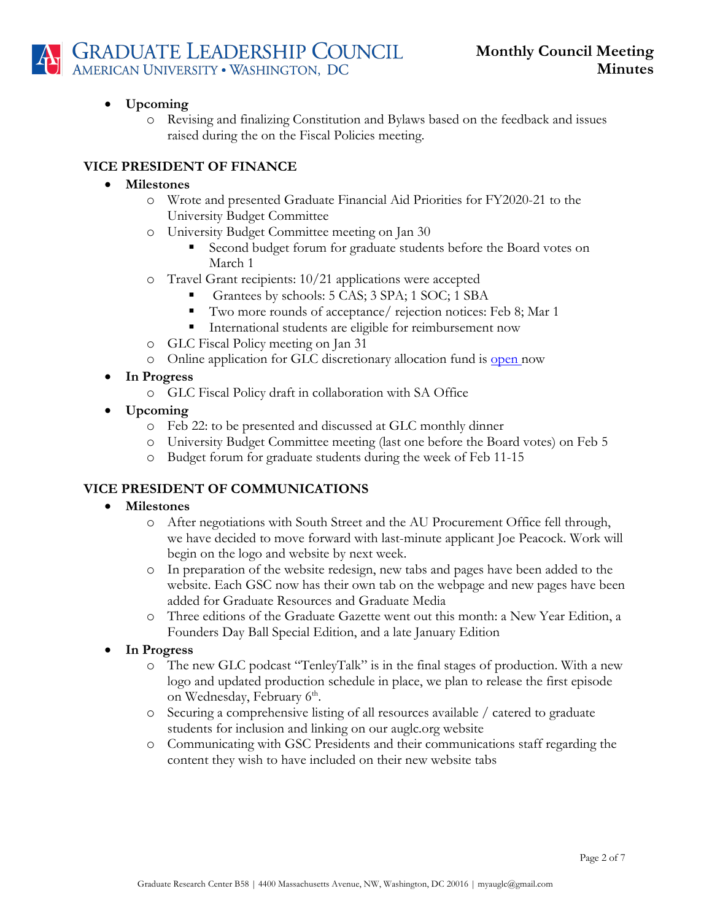- **Upcoming**
  - Revising and finalizing Constitution and Bylaws based on the feedback and issues raised during the on the Fiscal Policies meeting.

## VICE PRESIDENT OF FINANCE

- **Milestones**
  - Wrote and presented Graduate Financial Aid Priorities for FY2020-21 to the University Budget Committee
  - University Budget Committee meeting on Jan 30
    - Second budget forum for graduate students before the Board votes on March 1
  - Travel Grant recipients: 10/21 applications were accepted
    - Grantees by schools: 5 CAS; 3 SPA; 1 SOC; 1 SBA
    - Two more rounds of acceptance/ rejection notices: Feb 8; Mar 1
    - International students are eligible for reimbursement now
  - GLC Fiscal Policy meeting on Jan 31
  - Online application for GLC discretionary allocation fund is open now
- **In Progress**
  - GLC Fiscal Policy draft in collaboration with SA Office
- **Upcoming**
  - Feb 22: to be presented and discussed at GLC monthly dinner
  - University Budget Committee meeting (last one before the Board votes) on Feb 5
  - Budget forum for graduate students during the week of Feb 11-15

## VICE PRESIDENT OF COMMUNICATIONS

- **Milestones**
  - After negotiations with South Street and the AU Procurement Office fell through, we have decided to move forward with last-minute applicant Joe Peacock. Work will begin on the logo and website by next week.
  - In preparation of the website redesign, new tabs and pages have been added to the website. Each GSC now has their own tab on the webpage and new pages have been added for Graduate Resources and Graduate Media
  - Three editions of the Graduate Gazette went out this month: a New Year Edition, a Founders Day Ball Special Edition, and a late January Edition
- **In Progress**
  - The new GLC podcast "TenleyTalk" is in the final stages of production. With a new logo and updated production schedule in place, we plan to release the first episode on Wednesday, February 6th.
  - Securing a comprehensive listing of all resources available / catered to graduate students for inclusion and linking on our auglc.org website
  - Communicating with GSC Presidents and their communications staff regarding the content they wish to have included on their new website tabs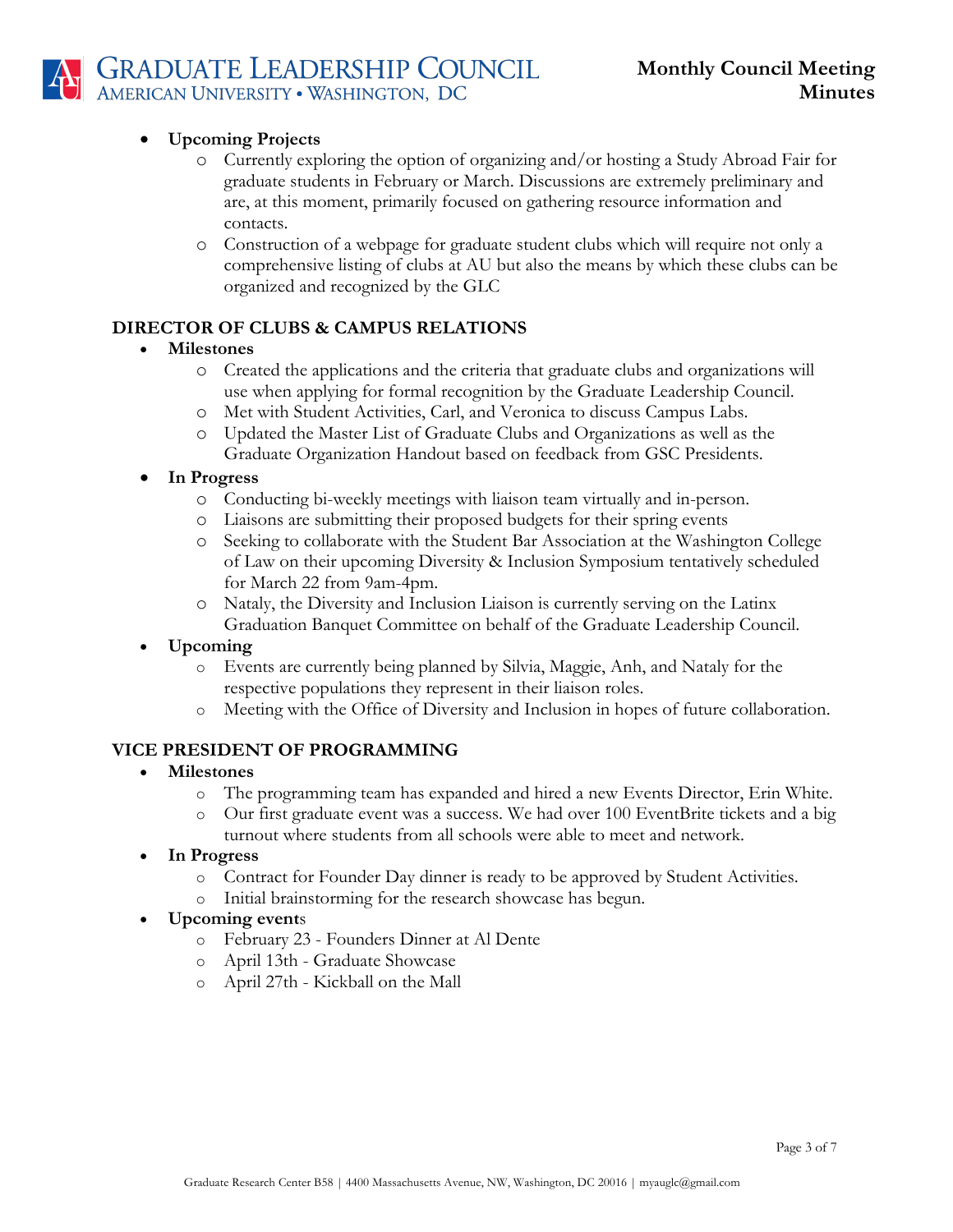- **Upcoming Projects**
    - Currently exploring the option of organizing and/or hosting a Study Abroad Fair for graduate students in February or March. Discussions are extremely preliminary and are, at this moment, primarily focused on gathering resource information and contacts.
    - Construction of a webpage for graduate student clubs which will require not only a comprehensive listing of clubs at AU but also the means by which these clubs can be organized and recognized by the GLC

## DIRECTOR OF CLUBS & CAMPUS RELATIONS

- **Milestones**
    - Created the applications and the criteria that graduate clubs and organizations will use when applying for formal recognition by the Graduate Leadership Council.
    - Met with Student Activities, Carl, and Veronica to discuss Campus Labs.
    - Updated the Master List of Graduate Clubs and Organizations as well as the Graduate Organization Handout based on feedback from GSC Presidents.
- **In Progress**
    - Conducting bi-weekly meetings with liaison team virtually and in-person.
    - Liaisons are submitting their proposed budgets for their spring events
    - Seeking to collaborate with the Student Bar Association at the Washington College of Law on their upcoming Diversity & Inclusion Symposium tentatively scheduled for March 22 from 9am-4pm.
    - Nataly, the Diversity and Inclusion Liaison is currently serving on the Latinx Graduation Banquet Committee on behalf of the Graduate Leadership Council.
- **Upcoming**
    - Events are currently being planned by Silvia, Maggie, Anh, and Nataly for the respective populations they represent in their liaison roles.
    - Meeting with the Office of Diversity and Inclusion in hopes of future collaboration.

## VICE PRESIDENT OF PROGRAMMING

- **Milestones**
    - The programming team has expanded and hired a new Events Director, Erin White.
    - Our first graduate event was a success. We had over 100 EventBrite tickets and a big turnout where students from all schools were able to meet and network.
- **In Progress**
    - Contract for Founder Day dinner is ready to be approved by Student Activities.
    - Initial brainstorming for the research showcase has begun.
- **Upcoming events**
    - February 23 - Founders Dinner at Al Dente
    - April 13th - Graduate Showcase
    - April 27th - Kickball on the Mall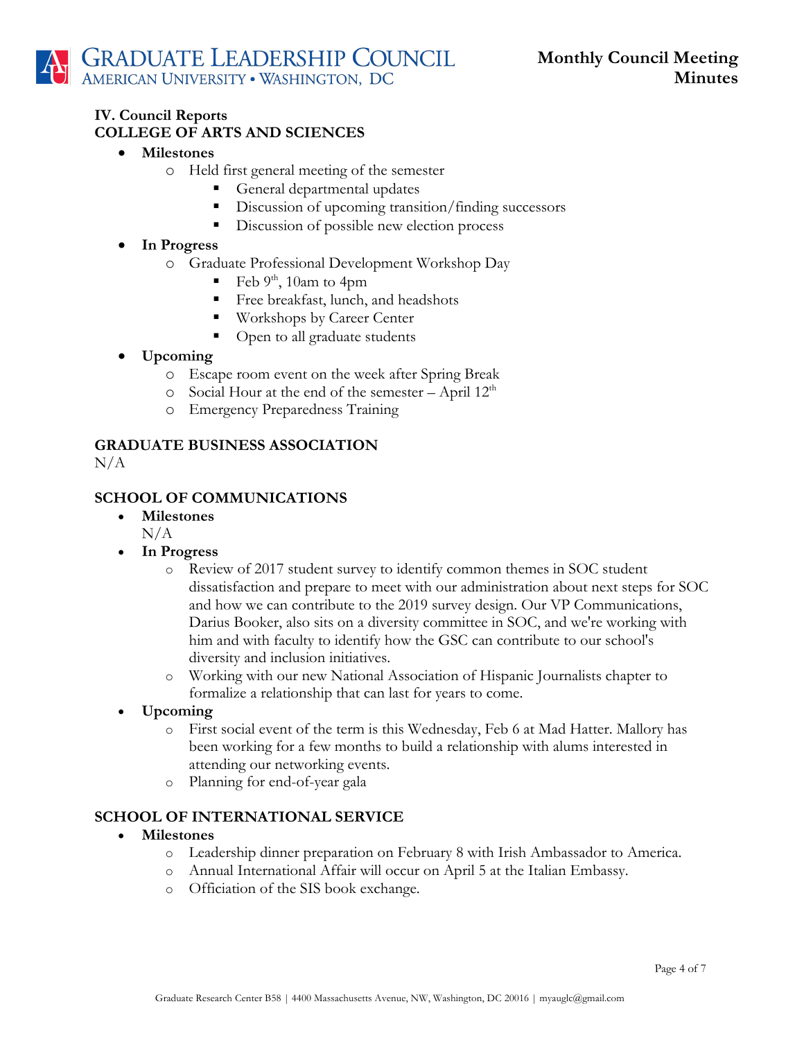### IV. Council Reports

### COLLEGE OF ARTS AND SCIENCES

- **Milestones**
  - Held first general meeting of the semester
    - General departmental updates
    - Discussion of upcoming transition/finding successors
    - Discussion of possible new election process
- **In Progress**
  - Graduate Professional Development Workshop Day
    - Feb 9th, 10am to 4pm
    - Free breakfast, lunch, and headshots
    - Workshops by Career Center
    - Open to all graduate students
- **Upcoming**
  - Escape room event on the week after Spring Break
  - Social Hour at the end of the semester – April 12th
  - Emergency Preparedness Training

### GRADUATE BUSINESS ASSOCIATION

N/A

### SCHOOL OF COMMUNICATIONS

- **Milestones**

  N/A
- **In Progress**
  - Review of 2017 student survey to identify common themes in SOC student dissatisfaction and prepare to meet with our administration about next steps for SOC and how we can contribute to the 2019 survey design. Our VP Communications, Darius Booker, also sits on a diversity committee in SOC, and we're working with him and with faculty to identify how the GSC can contribute to our school's diversity and inclusion initiatives.
  - Working with our new National Association of Hispanic Journalists chapter to formalize a relationship that can last for years to come.
- **Upcoming**
  - First social event of the term is this Wednesday, Feb 6 at Mad Hatter. Mallory has been working for a few months to build a relationship with alums interested in attending our networking events.
  - Planning for end-of-year gala

### SCHOOL OF INTERNATIONAL SERVICE

- **Milestones**
  - Leadership dinner preparation on February 8 with Irish Ambassador to America.
  - Annual International Affair will occur on April 5 at the Italian Embassy.
  - Officiation of the SIS book exchange.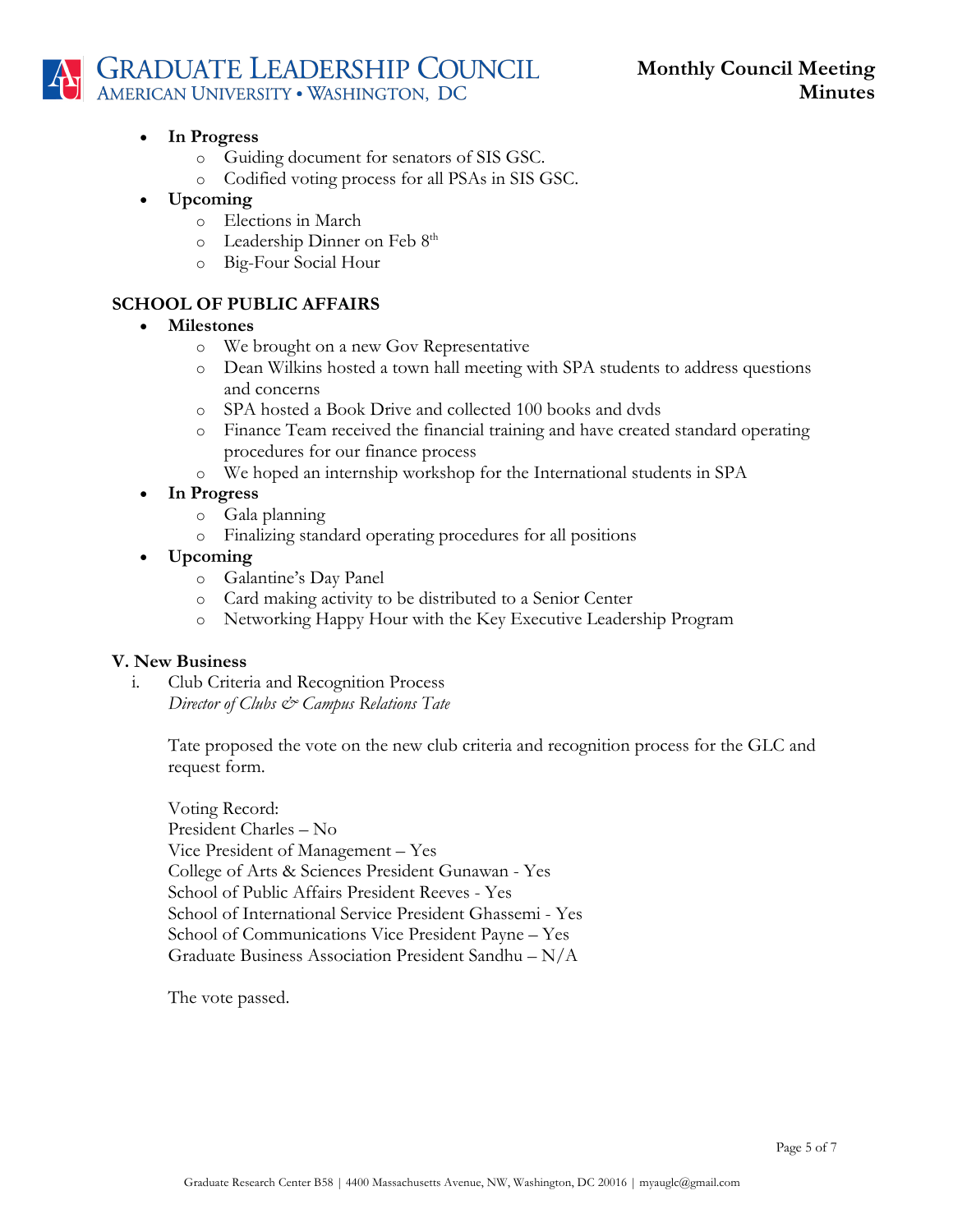- **In Progress**
  - Guiding document for senators of SIS GSC.
  - Codified voting process for all PSAs in SIS GSC.
- **Upcoming**
  - Elections in March
  - Leadership Dinner on Feb 8th
  - Big-Four Social Hour

**SCHOOL OF PUBLIC AFFAIRS**

- **Milestones**
  - We brought on a new Gov Representative
  - Dean Wilkins hosted a town hall meeting with SPA students to address questions and concerns
  - SPA hosted a Book Drive and collected 100 books and dvds
  - Finance Team received the financial training and have created standard operating procedures for our finance process
  - We hoped an internship workshop for the International students in SPA
- **In Progress**
  - Gala planning
  - Finalizing standard operating procedures for all positions
- **Upcoming**
  - Galantine's Day Panel
  - Card making activity to be distributed to a Senior Center
  - Networking Happy Hour with the Key Executive Leadership Program

**V. New Business**

i. Club Criteria and Recognition Process
*Director of Clubs & Campus Relations Tate*

Tate proposed the vote on the new club criteria and recognition process for the GLC and request form.

Voting Record:
President Charles – No
Vice President of Management – Yes
College of Arts & Sciences President Gunawan - Yes
School of Public Affairs President Reeves - Yes
School of International Service President Ghassemi - Yes
School of Communications Vice President Payne – Yes
Graduate Business Association President Sandhu – N/A

The vote passed.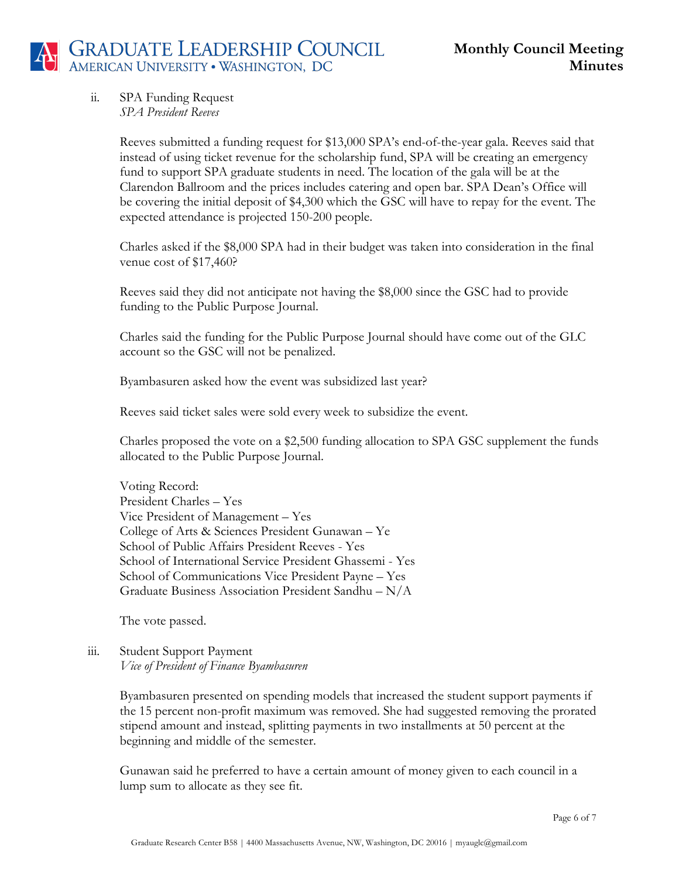ii. SPA Funding Request
*SPA President Reeves*

Reeves submitted a funding request for $13,000 SPA's end-of-the-year gala. Reeves said that instead of using ticket revenue for the scholarship fund, SPA will be creating an emergency fund to support SPA graduate students in need. The location of the gala will be at the Clarendon Ballroom and the prices includes catering and open bar. SPA Dean's Office will be covering the initial deposit of $4,300 which the GSC will have to repay for the event. The expected attendance is projected 150-200 people.

Charles asked if the $8,000 SPA had in their budget was taken into consideration in the final venue cost of $17,460?

Reeves said they did not anticipate not having the $8,000 since the GSC had to provide funding to the Public Purpose Journal.

Charles said the funding for the Public Purpose Journal should have come out of the GLC account so the GSC will not be penalized.

Byambasuren asked how the event was subsidized last year?

Reeves said ticket sales were sold every week to subsidize the event.

Charles proposed the vote on a $2,500 funding allocation to SPA GSC supplement the funds allocated to the Public Purpose Journal.

Voting Record:
President Charles – Yes
Vice President of Management – Yes
College of Arts & Sciences President Gunawan – Ye
School of Public Affairs President Reeves - Yes
School of International Service President Ghassemi - Yes
School of Communications Vice President Payne – Yes
Graduate Business Association President Sandhu – N/A

The vote passed.

iii. Student Support Payment
*Vice of President of Finance Byambasuren*

Byambasuren presented on spending models that increased the student support payments if the 15 percent non-profit maximum was removed. She had suggested removing the prorated stipend amount and instead, splitting payments in two installments at 50 percent at the beginning and middle of the semester.

Gunawan said he preferred to have a certain amount of money given to each council in a lump sum to allocate as they see fit.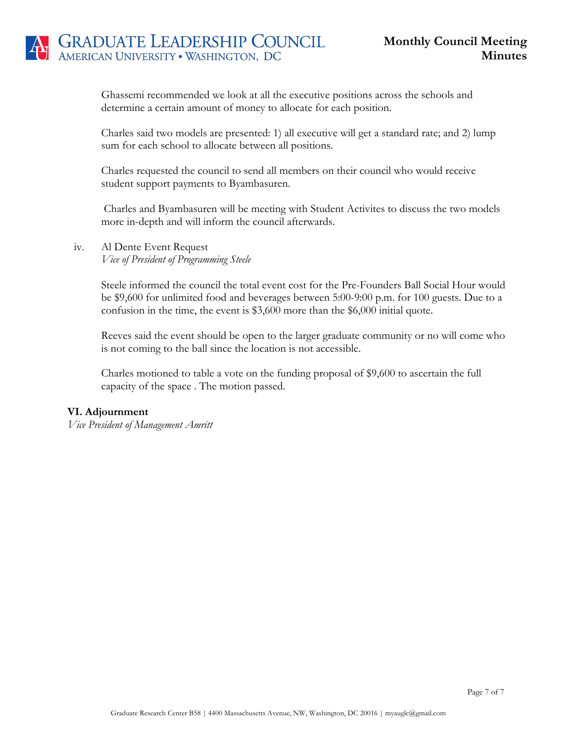Ghassemi recommended we look at all the executive positions across the schools and determine a certain amount of money to allocate for each position.

Charles said two models are presented: 1) all executive will get a standard rate; and 2) lump sum for each school to allocate between all positions.

Charles requested the council to send all members on their council who would receive student support payments to Byambasuren.

Charles and Byambasuren will be meeting with Student Activites to discuss the two models more in-depth and will inform the council afterwards.

iv. Al Dente Event Request
*Vice of President of Programming Steele*

Steele informed the council the total event cost for the Pre-Founders Ball Social Hour would be $9,600 for unlimited food and beverages between 5:00-9:00 p.m. for 100 guests. Due to a confusion in the time, the event is $3,600 more than the $6,000 initial quote.

Reeves said the event should be open to the larger graduate community or no will come who is not coming to the ball since the location is not accessible.

Charles motioned to table a vote on the funding proposal of $9,600 to ascertain the full capacity of the space . The motion passed.

**VI. Adjournment**
*Vice President of Management Amritt*